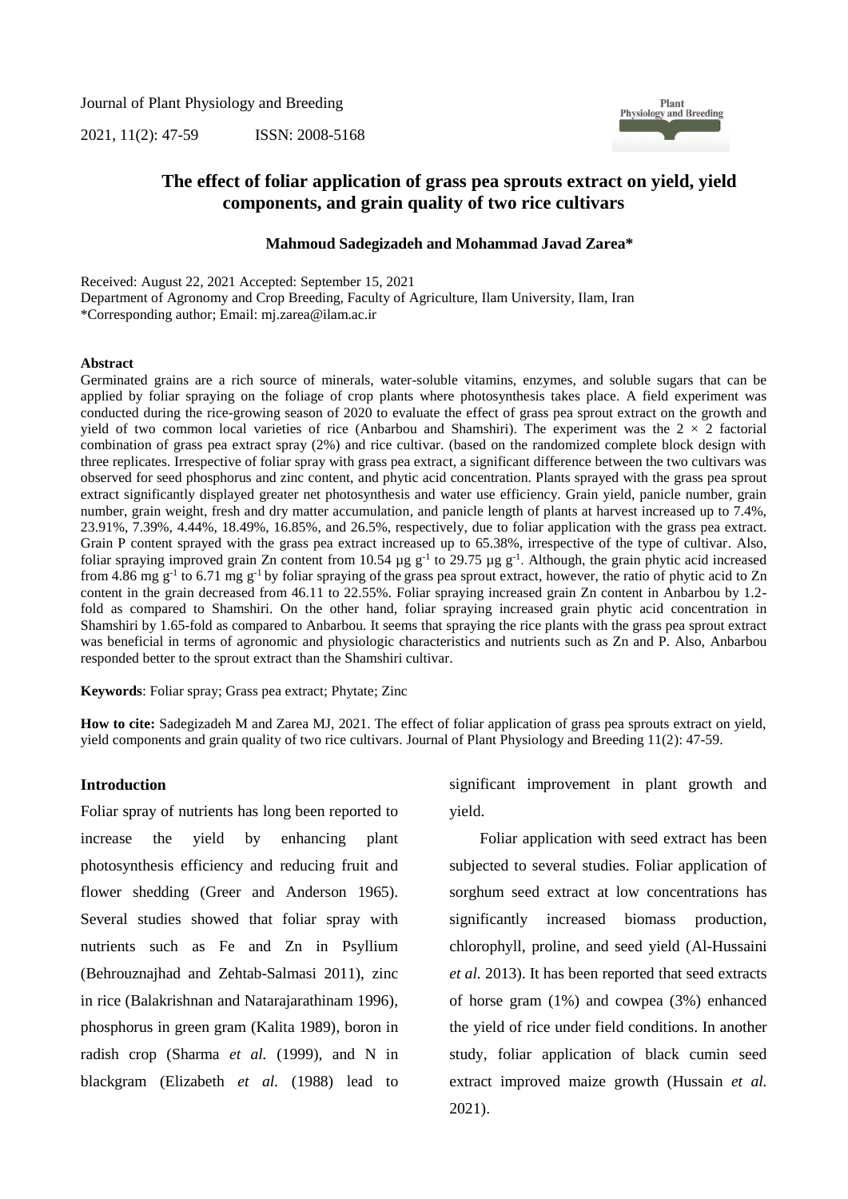Journal of Plant Physiology and Breeding

2021, 11(2): 47-59 ISSN: 2008-5168

# The effect of foliar application of grass pea sprouts extract on yield, yield components, and grain quality of two rice cultivars

**Mahmoud Sadegizadeh and Mohammad Javad Zarea***

Received: August 22, 2021 Accepted: September 15, 2021
Department of Agronomy and Crop Breeding, Faculty of Agriculture, Ilam University, Ilam, Iran
*Corresponding author; Email: mj.zarea@ilam.ac.ir

## Abstract

Germinated grains are a rich source of minerals, water-soluble vitamins, enzymes, and soluble sugars that can be applied by foliar spraying on the foliage of crop plants where photosynthesis takes place. A field experiment was conducted during the rice-growing season of 2020 to evaluate the effect of grass pea sprout extract on the growth and yield of two common local varieties of rice (Anbarbou and Shamshiri). The experiment was the $2 \times 2$ factorial combination of grass pea extract spray (2%) and rice cultivar. (based on the randomized complete block design with three replicates. Irrespective of foliar spray with grass pea extract, a significant difference between the two cultivars was observed for seed phosphorus and zinc content, and phytic acid concentration. Plants sprayed with the grass pea sprout extract significantly displayed greater net photosynthesis and water use efficiency. Grain yield, panicle number, grain number, grain weight, fresh and dry matter accumulation, and panicle length of plants at harvest increased up to 7.4%, 23.91%, 7.39%, 4.44%, 18.49%, 16.85%, and 26.5%, respectively, due to foliar application with the grass pea extract. Grain P content sprayed with the grass pea extract increased up to 65.38%, irrespective of the type of cultivar. Also, foliar spraying improved grain Zn content from 10.54 µg $g^{-1}$ to 29.75 µg $g^{-1}$. Although, the grain phytic acid increased from 4.86 mg $g^{-1}$ to 6.71 mg $g^{-1}$ by foliar spraying of the grass pea sprout extract, however, the ratio of phytic acid to Zn content in the grain decreased from 46.11 to 22.55%. Foliar spraying increased grain Zn content in Anbarbou by 1.2-fold as compared to Shamshiri. On the other hand, foliar spraying increased grain phytic acid concentration in Shamshiri by 1.65-fold as compared to Anbarbou. It seems that spraying the rice plants with the grass pea sprout extract was beneficial in terms of agronomic and physiologic characteristics and nutrients such as Zn and P. Also, Anbarbou responded better to the sprout extract than the Shamshiri cultivar.

**Keywords**: Foliar spray; Grass pea extract; Phytate; Zinc

**How to cite:** Sadegizadeh M and Zarea MJ, 2021. The effect of foliar application of grass pea sprouts extract on yield, yield components and grain quality of two rice cultivars. Journal of Plant Physiology and Breeding 11(2): 47-59.

## Introduction

Foliar spray of nutrients has long been reported to increase the yield by enhancing plant photosynthesis efficiency and reducing fruit and flower shedding (Greer and Anderson 1965). Several studies showed that foliar spray with nutrients such as Fe and Zn in Psyllium (Behrouznajhad and Zehtab-Salmasi 2011), zinc in rice (Balakrishnan and Natarajarathinam 1996), phosphorus in green gram (Kalita 1989), boron in radish crop (Sharma *et al.* (1999), and N in blackgram (Elizabeth *et al.* (1988) lead to significant improvement in plant growth and yield.

Foliar application with seed extract has been subjected to several studies. Foliar application of sorghum seed extract at low concentrations has significantly increased biomass production, chlorophyll, proline, and seed yield (Al-Hussaini *et al.* 2013). It has been reported that seed extracts of horse gram (1%) and cowpea (3%) enhanced the yield of rice under field conditions. In another study, foliar application of black cumin seed extract improved maize growth (Hussain *et al.* 2021).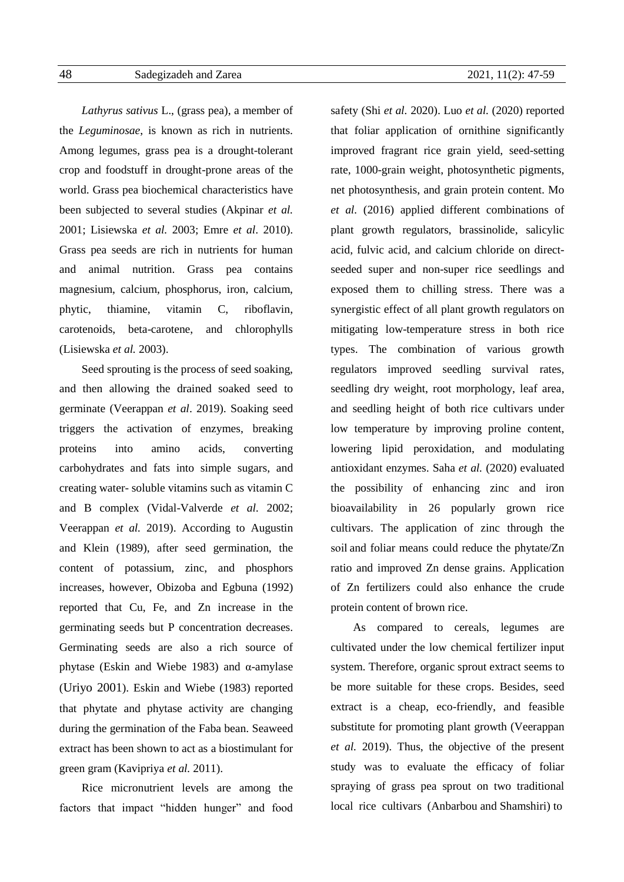*Lathyrus sativus* L., (grass pea), a member of the *Leguminosae*, is known as rich in nutrients. Among legumes, grass pea is a drought-tolerant crop and foodstuff in drought-prone areas of the world. Grass pea biochemical characteristics have been subjected to several studies (Akpinar *et al.* 2001; Lisiewska *et al.* 2003; Emre *et al*. 2010). Grass pea seeds are rich in nutrients for human and animal nutrition. Grass pea contains magnesium, calcium, phosphorus, iron, calcium, phytic, thiamine, vitamin C, riboflavin, carotenoids, beta-carotene, and chlorophylls (Lisiewska *et al.* 2003).

Seed sprouting is the process of seed soaking, and then allowing the drained soaked seed to germinate (Veerappan *et al*. 2019). Soaking seed triggers the activation of enzymes, breaking proteins into amino acids, converting carbohydrates and fats into simple sugars, and creating water- soluble vitamins such as vitamin C and B complex (Vidal-Valverde *et al.* 2002; Veerappan *et al.* 2019). According to Augustin and Klein (1989), after seed germination, the content of potassium, zinc, and phosphors increases, however, Obizoba and Egbuna (1992) reported that Cu, Fe, and Zn increase in the germinating seeds but P concentration decreases. Germinating seeds are also a rich source of phytase (Eskin and Wiebe 1983) and α-amylase (Uriyo 2001). Eskin and Wiebe (1983) reported that phytate and phytase activity are changing during the germination of the Faba bean. Seaweed extract has been shown to act as a biostimulant for green gram (Kavipriya *et al.* 2011).

Rice micronutrient levels are among the factors that impact "hidden hunger" and food safety (Shi *et al.* 2020). Luo *et al.* (2020) reported that foliar application of ornithine significantly improved fragrant rice grain yield, seed-setting rate, 1000-grain weight, photosynthetic pigments, net photosynthesis, and grain protein content. Mo *et al.* (2016) applied different combinations of plant growth regulators, brassinolide, salicylic acid, fulvic acid, and calcium chloride on direct-seeded super and non-super rice seedlings and exposed them to chilling stress. There was a synergistic effect of all plant growth regulators on mitigating low-temperature stress in both rice types. The combination of various growth regulators improved seedling survival rates, seedling dry weight, root morphology, leaf area, and seedling height of both rice cultivars under low temperature by improving proline content, lowering lipid peroxidation, and modulating antioxidant enzymes. Saha *et al.* (2020) evaluated the possibility of enhancing zinc and iron bioavailability in 26 popularly grown rice cultivars. The application of zinc through the soil and foliar means could reduce the phytate/Zn ratio and improved Zn dense grains. Application of Zn fertilizers could also enhance the crude protein content of brown rice.

As compared to cereals, legumes are cultivated under the low chemical fertilizer input system. Therefore, organic sprout extract seems to be more suitable for these crops. Besides, seed extract is a cheap, eco-friendly, and feasible substitute for promoting plant growth (Veerappan *et al.* 2019). Thus, the objective of the present study was to evaluate the efficacy of foliar spraying of grass pea sprout on two traditional local rice cultivars (Anbarbou and Shamshiri) to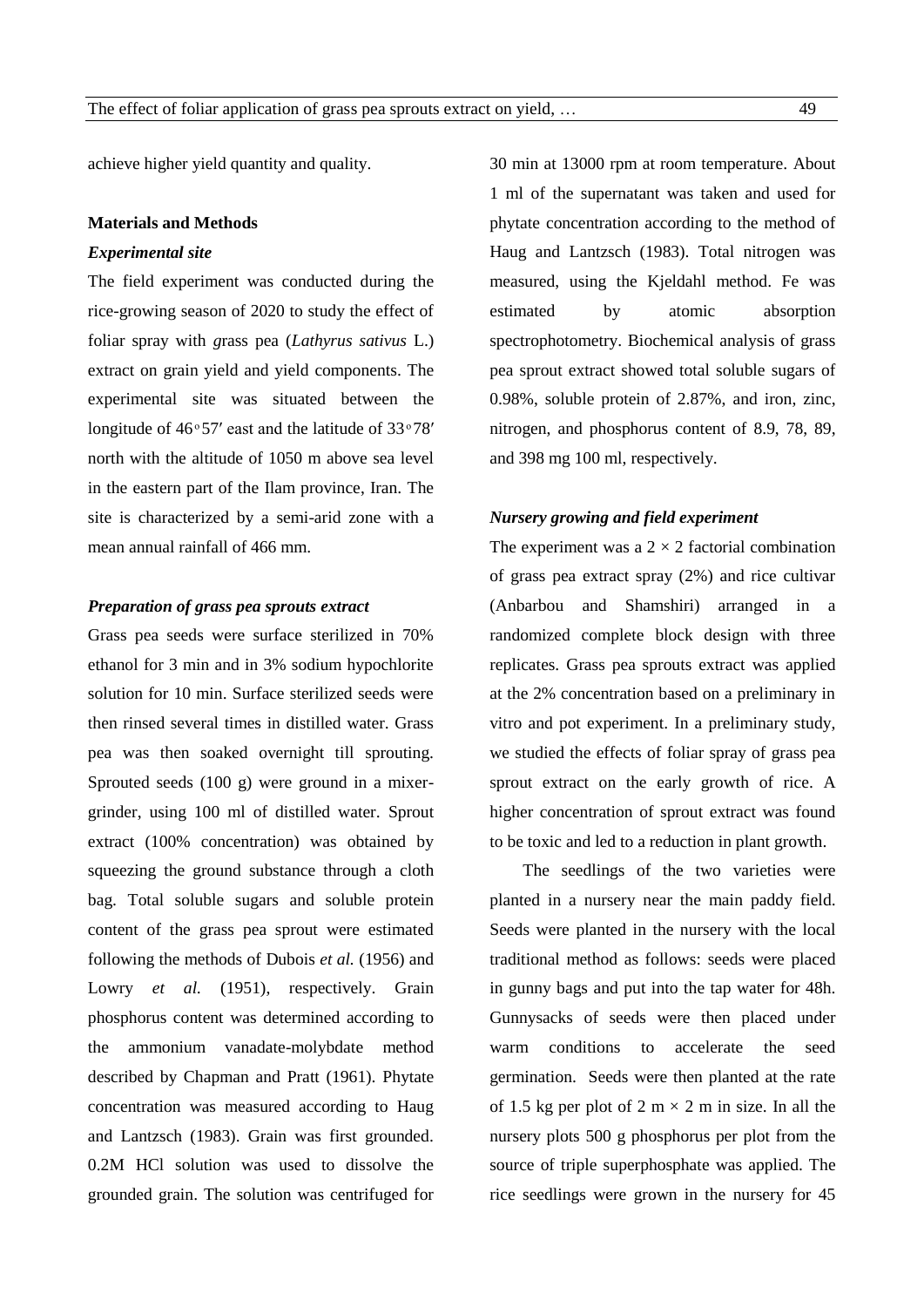achieve higher yield quantity and quality.

## Materials and Methods

### *Experimental site*

The field experiment was conducted during the rice-growing season of 2020 to study the effect of foliar spray with grass pea (*Lathyrus sativus* L.) extract on grain yield and yield components. The experimental site was situated between the longitude of 46°57′ east and the latitude of 33°78′ north with the altitude of 1050 m above sea level in the eastern part of the Ilam province, Iran. The site is characterized by a semi-arid zone with a mean annual rainfall of 466 mm.

### *Preparation of grass pea sprouts extract*

Grass pea seeds were surface sterilized in 70% ethanol for 3 min and in 3% sodium hypochlorite solution for 10 min. Surface sterilized seeds were then rinsed several times in distilled water. Grass pea was then soaked overnight till sprouting. Sprouted seeds (100 g) were ground in a mixer-grinder, using 100 ml of distilled water. Sprout extract (100% concentration) was obtained by squeezing the ground substance through a cloth bag. Total soluble sugars and soluble protein content of the grass pea sprout were estimated following the methods of Dubois *et al.* (1956) and Lowry *et al.* (1951), respectively. Grain phosphorus content was determined according to the ammonium vanadate-molybdate method described by Chapman and Pratt (1961). Phytate concentration was measured according to Haug and Lantzsch (1983). Grain was first grounded. 0.2M HCl solution was used to dissolve the grounded grain. The solution was centrifuged for 30 min at 13000 rpm at room temperature. About 1 ml of the supernatant was taken and used for phytate concentration according to the method of Haug and Lantzsch (1983). Total nitrogen was measured, using the Kjeldahl method. Fe was estimated by atomic absorption spectrophotometry. Biochemical analysis of grass pea sprout extract showed total soluble sugars of 0.98%, soluble protein of 2.87%, and iron, zinc, nitrogen, and phosphorus content of 8.9, 78, 89, and 398 mg 100 ml, respectively.

### *Nursery growing and field experiment*

The experiment was a 2 × 2 factorial combination of grass pea extract spray (2%) and rice cultivar (Anbarbou and Shamshiri) arranged in a randomized complete block design with three replicates. Grass pea sprouts extract was applied at the 2% concentration based on a preliminary in vitro and pot experiment. In a preliminary study, we studied the effects of foliar spray of grass pea sprout extract on the early growth of rice. A higher concentration of sprout extract was found to be toxic and led to a reduction in plant growth.

The seedlings of the two varieties were planted in a nursery near the main paddy field. Seeds were planted in the nursery with the local traditional method as follows: seeds were placed in gunny bags and put into the tap water for 48h. Gunnysacks of seeds were then placed under warm conditions to accelerate the seed germination. Seeds were then planted at the rate of 1.5 kg per plot of 2 m × 2 m in size. In all the nursery plots 500 g phosphorus per plot from the source of triple superphosphate was applied. The rice seedlings were grown in the nursery for 45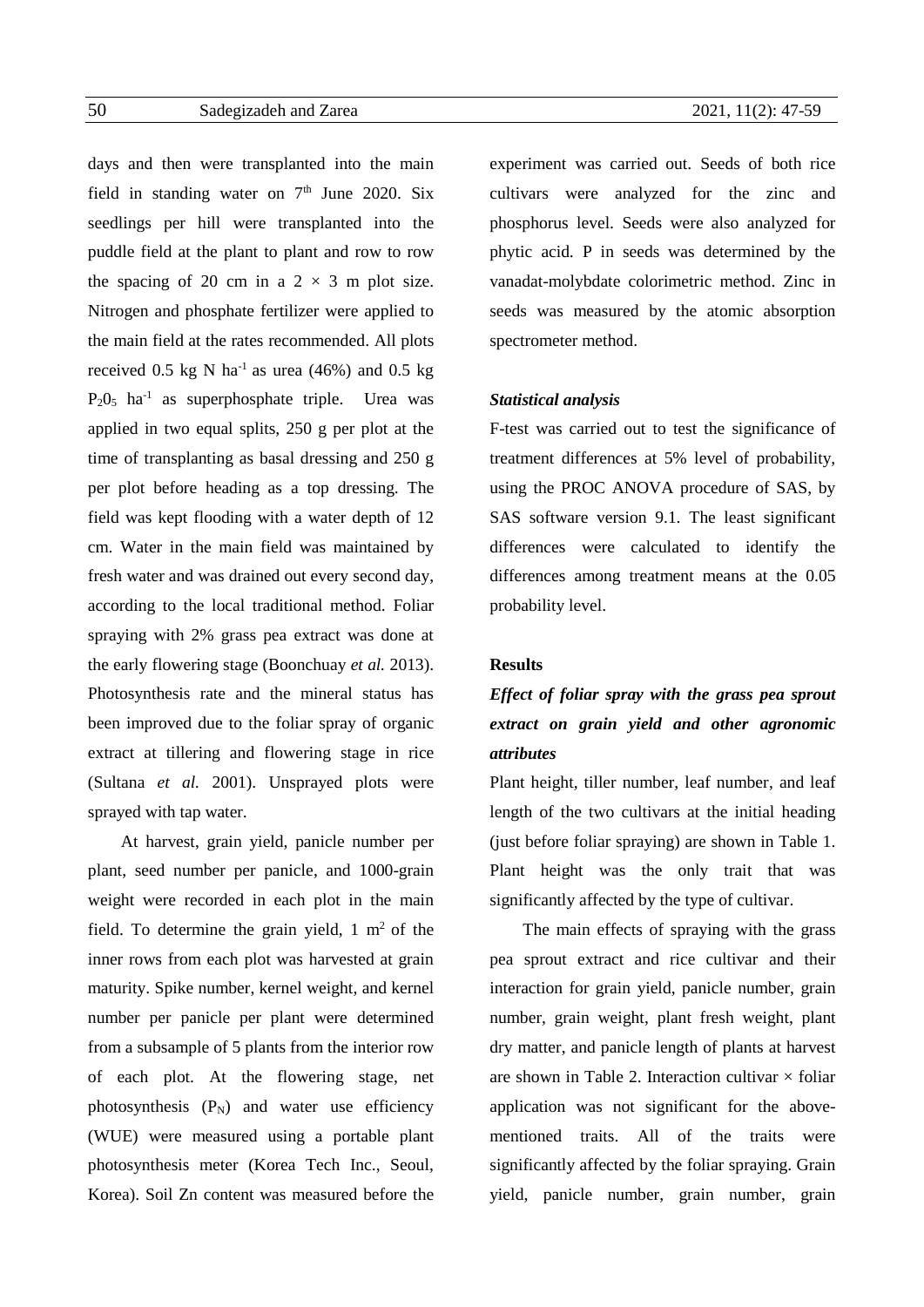days and then were transplanted into the main field in standing water on 7th June 2020. Six seedlings per hill were transplanted into the puddle field at the plant to plant and row to row the spacing of 20 cm in a 2 × 3 m plot size. Nitrogen and phosphate fertilizer were applied to the main field at the rates recommended. All plots received 0.5 kg N $ha^{-1}$ as urea (46%) and 0.5 kg $P_2O_5$ $ha^{-1}$ as superphosphate triple. Urea was applied in two equal splits, 250 g per plot at the time of transplanting as basal dressing and 250 g per plot before heading as a top dressing. The field was kept flooding with a water depth of 12 cm. Water in the main field was maintained by fresh water and was drained out every second day, according to the local traditional method. Foliar spraying with 2% grass pea extract was done at the early flowering stage (Boonchuay *et al.* 2013). Photosynthesis rate and the mineral status has been improved due to the foliar spray of organic extract at tillering and flowering stage in rice (Sultana *et al.* 2001). Unsprayed plots were sprayed with tap water.

At harvest, grain yield, panicle number per plant, seed number per panicle, and 1000-grain weight were recorded in each plot in the main field. To determine the grain yield, 1 $m^2$ of the inner rows from each plot was harvested at grain maturity. Spike number, kernel weight, and kernel number per panicle per plant were determined from a subsample of 5 plants from the interior row of each plot. At the flowering stage, net photosynthesis ($P_N$) and water use efficiency (WUE) were measured using a portable plant photosynthesis meter (Korea Tech Inc., Seoul, Korea). Soil Zn content was measured before the experiment was carried out. Seeds of both rice cultivars were analyzed for the zinc and phosphorus level. Seeds were also analyzed for phytic acid. P in seeds was determined by the vanadat-molybdate colorimetric method. Zinc in seeds was measured by the atomic absorption spectrometer method.

### *Statistical analysis*

F-test was carried out to test the significance of treatment differences at 5% level of probability, using the PROC ANOVA procedure of SAS, by SAS software version 9.1. The least significant differences were calculated to identify the differences among treatment means at the 0.05 probability level.

## Results

### *Effect of foliar spray with the grass pea sprout extract on grain yield and other agronomic attributes*

Plant height, tiller number, leaf number, and leaf length of the two cultivars at the initial heading (just before foliar spraying) are shown in Table 1. Plant height was the only trait that was significantly affected by the type of cultivar.

The main effects of spraying with the grass pea sprout extract and rice cultivar and their interaction for grain yield, panicle number, grain number, grain weight, plant fresh weight, plant dry matter, and panicle length of plants at harvest are shown in Table 2. Interaction cultivar × foliar application was not significant for the above-mentioned traits. All of the traits were significantly affected by the foliar spraying. Grain yield, panicle number, grain number, grain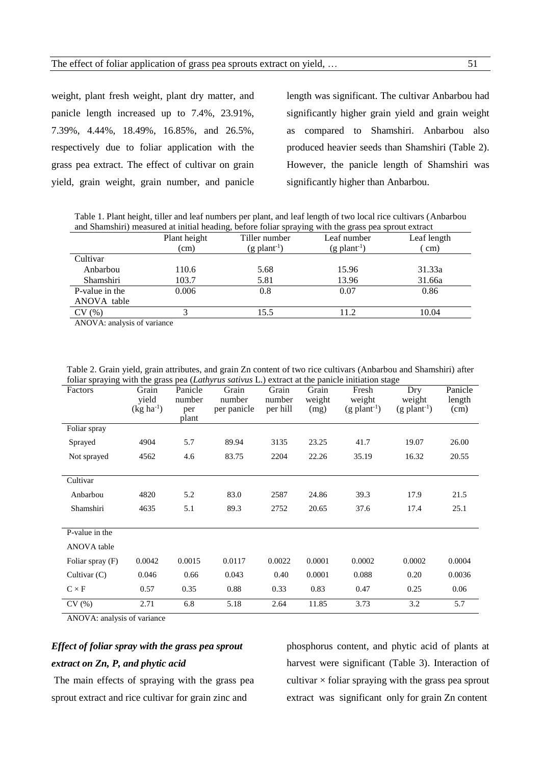weight, plant fresh weight, plant dry matter, and panicle length increased up to 7.4%, 23.91%, 7.39%, 4.44%, 18.49%, 16.85%, and 26.5%, respectively due to foliar application with the grass pea extract. The effect of cultivar on grain yield, grain weight, grain number, and panicle length was significant. The cultivar Anbarbou had significantly higher grain yield and grain weight as compared to Shamshiri. Anbarbou also produced heavier seeds than Shamshiri (Table 2). However, the panicle length of Shamshiri was significantly higher than Anbarbou.

Table 1. Plant height, tiller and leaf numbers per plant, and leaf length of two local rice cultivars (Anbarbou and Shamshiri) measured at initial heading, before foliar spraying with the grass pea sprout extract

| | Plant height (cm) | Tiller number (g plant$^{-1}$) | Leaf number (g plant$^{-1}$) | Leaf length ( cm) |
|---|---|---|---|---|
| Cultivar | | | | |
| Anbarbou | 110.6 | 5.68 | 15.96 | 31.33a |
| Shamshiri | 103.7 | 5.81 | 13.96 | 31.66a |
| P-value in the ANOVA table | 0.006 | 0.8 | 0.07 | 0.86 |
| CV (%) | 3 | 15.5 | 11.2 | 10.04 |

ANOVA: analysis of variance

Table 2. Grain yield, grain attributes, and grain Zn content of two rice cultivars (Anbarbou and Shamshiri) after foliar spraying with the grass pea (*Lathyrus sativus* L.) extract at the panicle initiation stage

| Factors | Grain yield (kg ha$^{-1}$) | Panicle number per plant | Grain number per panicle | Grain number per hill | Grain weight (mg) | Fresh weight (g plant$^{-1}$) | Dry weight (g plant$^{-1}$) | Panicle length (cm) |
|---|---|---|---|---|---|---|---|---|
| Foliar spray | | | | | | | | |
| Sprayed | 4904 | 5.7 | 89.94 | 3135 | 23.25 | 41.7 | 19.07 | 26.00 |
| Not sprayed | 4562 | 4.6 | 83.75 | 2204 | 22.26 | 35.19 | 16.32 | 20.55 |
| Cultivar | | | | | | | | |
| Anbarbou | 4820 | 5.2 | 83.0 | 2587 | 24.86 | 39.3 | 17.9 | 21.5 |
| Shamshiri | 4635 | 5.1 | 89.3 | 2752 | 20.65 | 37.6 | 17.4 | 25.1 |
| P-value in the ANOVA table | | | | | | | | |
| Foliar spray (F) | 0.0042 | 0.0015 | 0.0117 | 0.0022 | 0.0001 | 0.0002 | 0.0002 | 0.0004 |
| Cultivar (C) | 0.046 | 0.66 | 0.043 | 0.40 | 0.0001 | 0.088 | 0.20 | 0.0036 |
| C × F | 0.57 | 0.35 | 0.88 | 0.33 | 0.83 | 0.47 | 0.25 | 0.06 |
| CV (%) | 2.71 | 6.8 | 5.18 | 2.64 | 11.85 | 3.73 | 3.2 | 5.7 |

ANOVA: analysis of variance

### *Effect of foliar spray with the grass pea sprout extract on Zn, P, and phytic acid*

The main effects of spraying with the grass pea sprout extract and rice cultivar for grain zinc and phosphorus content, and phytic acid of plants at harvest were significant (Table 3). Interaction of cultivar × foliar spraying with the grass pea sprout extract was significant only for grain Zn content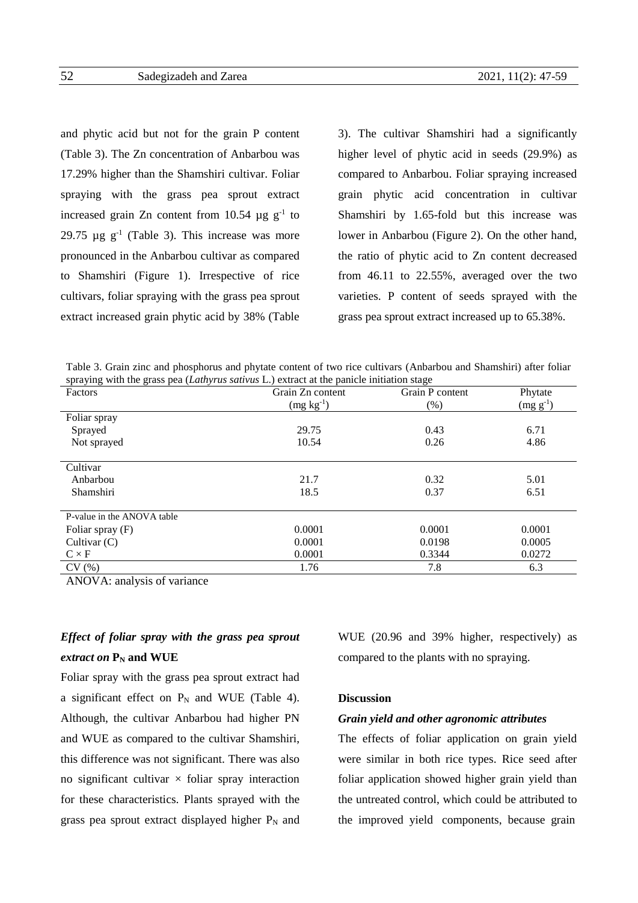and phytic acid but not for the grain P content (Table 3). The Zn concentration of Anbarbou was 17.29% higher than the Shamshiri cultivar. Foliar spraying with the grass pea sprout extract increased grain Zn content from 10.54 µg $g^{-1}$ to 29.75 µg $g^{-1}$ (Table 3). This increase was more pronounced in the Anbarbou cultivar as compared to Shamshiri (Figure 1). Irrespective of rice cultivars, foliar spraying with the grass pea sprout extract increased grain phytic acid by 38% (Table 3). The cultivar Shamshiri had a significantly higher level of phytic acid in seeds (29.9%) as compared to Anbarbou. Foliar spraying increased grain phytic acid concentration in cultivar Shamshiri by 1.65-fold but this increase was lower in Anbarbou (Figure 2). On the other hand, the ratio of phytic acid to Zn content decreased from 46.11 to 22.55%, averaged over the two varieties. P content of seeds sprayed with the grass pea sprout extract increased up to 65.38%.

Table 3. Grain zinc and phosphorus and phytate content of two rice cultivars (Anbarbou and Shamshiri) after foliar spraying with the grass pea (*Lathyrus sativus* L.) extract at the panicle initiation stage

| Factors | Grain Zn content (mg $kg^{-1}$) | Grain P content (%) | Phytate (mg $g^{-1}$) |
|---|---|---|---|
| Foliar spray | | | |
| Sprayed | 29.75 | 0.43 | 6.71 |
| Not sprayed | 10.54 | 0.26 | 4.86 |
| Cultivar | | | |
| Anbarbou | 21.7 | 0.32 | 5.01 |
| Shamshiri | 18.5 | 0.37 | 6.51 |
| P-value in the ANOVA table | | | |
| Foliar spray (F) | 0.0001 | 0.0001 | 0.0001 |
| Cultivar (C) | 0.0001 | 0.0198 | 0.0005 |
| C × F | 0.0001 | 0.3344 | 0.0272 |
| CV (%) | 1.76 | 7.8 | 6.3 |

ANOVA: analysis of variance

### *Effect of foliar spray with the grass pea sprout extract on* $P_N$ **and WUE**

Foliar spray with the grass pea sprout extract had a significant effect on $P_N$ and WUE (Table 4). Although, the cultivar Anbarbou had higher PN and WUE as compared to the cultivar Shamshiri, this difference was not significant. There was also no significant cultivar × foliar spray interaction for these characteristics. Plants sprayed with the grass pea sprout extract displayed higher $P_N$ and WUE (20.96 and 39% higher, respectively) as compared to the plants with no spraying.

## Discussion

### *Grain yield and other agronomic attributes*

The effects of foliar application on grain yield were similar in both rice types. Rice seed after foliar application showed higher grain yield than the untreated control, which could be attributed to the improved yield components, because grain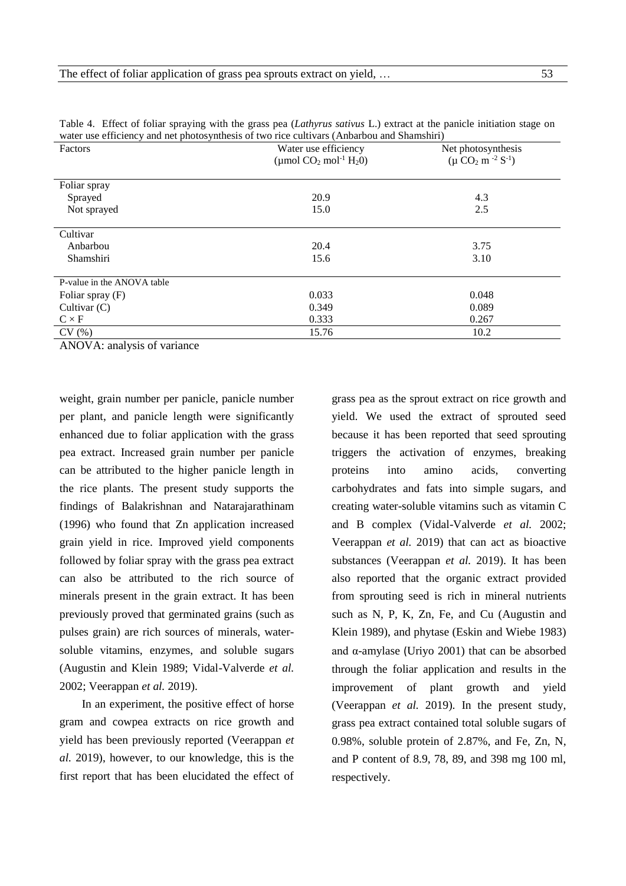Table 4. Effect of foliar spraying with the grass pea (*Lathyrus sativus* L.) extract at the panicle initiation stage on water use efficiency and net photosynthesis of two rice cultivars (Anbarbou and Shamshiri)

| Factors | Water use efficiency ($\mu$mol $CO_2$ $mol^{-1}$ $H_2O$) | Net photosynthesis ($\mu$ $CO_2$ $m^{-2}$ $S^{-1}$) |
|---|---|---|
| Foliar spray | | |
| Sprayed | 20.9 | 4.3 |
| Not sprayed | 15.0 | 2.5 |
| Cultivar | | |
| Anbarbou | 20.4 | 3.75 |
| Shamshiri | 15.6 | 3.10 |
| P-value in the ANOVA table | | |
| Foliar spray (F) | 0.033 | 0.048 |
| Cultivar (C) | 0.349 | 0.089 |
| C × F | 0.333 | 0.267 |
| CV (%) | 15.76 | 10.2 |

ANOVA: analysis of variance

weight, grain number per panicle, panicle number per plant, and panicle length were significantly enhanced due to foliar application with the grass pea extract. Increased grain number per panicle can be attributed to the higher panicle length in the rice plants. The present study supports the findings of Balakrishnan and Natarajarathinam (1996) who found that Zn application increased grain yield in rice. Improved yield components followed by foliar spray with the grass pea extract can also be attributed to the rich source of minerals present in the grain extract. It has been previously proved that germinated grains (such as pulses grain) are rich sources of minerals, water-soluble vitamins, enzymes, and soluble sugars (Augustin and Klein 1989; Vidal-Valverde *et al.* 2002; Veerappan *et al.* 2019).

In an experiment, the positive effect of horse gram and cowpea extracts on rice growth and yield has been previously reported (Veerappan *et al.* 2019), however, to our knowledge, this is the first report that has been elucidated the effect of grass pea as the sprout extract on rice growth and yield. We used the extract of sprouted seed because it has been reported that seed sprouting triggers the activation of enzymes, breaking proteins into amino acids, converting carbohydrates and fats into simple sugars, and creating water-soluble vitamins such as vitamin C and B complex (Vidal-Valverde *et al.* 2002; Veerappan *et al.* 2019) that can act as bioactive substances (Veerappan *et al.* 2019). It has been also reported that the organic extract provided from sprouting seed is rich in mineral nutrients such as N, P, K, Zn, Fe, and Cu (Augustin and Klein 1989), and phytase (Eskin and Wiebe 1983) and α-amylase (Uriyo 2001) that can be absorbed through the foliar application and results in the improvement of plant growth and yield (Veerappan *et al.* 2019). In the present study, grass pea extract contained total soluble sugars of 0.98%, soluble protein of 2.87%, and Fe, Zn, N, and P content of 8.9, 78, 89, and 398 mg 100 ml, respectively.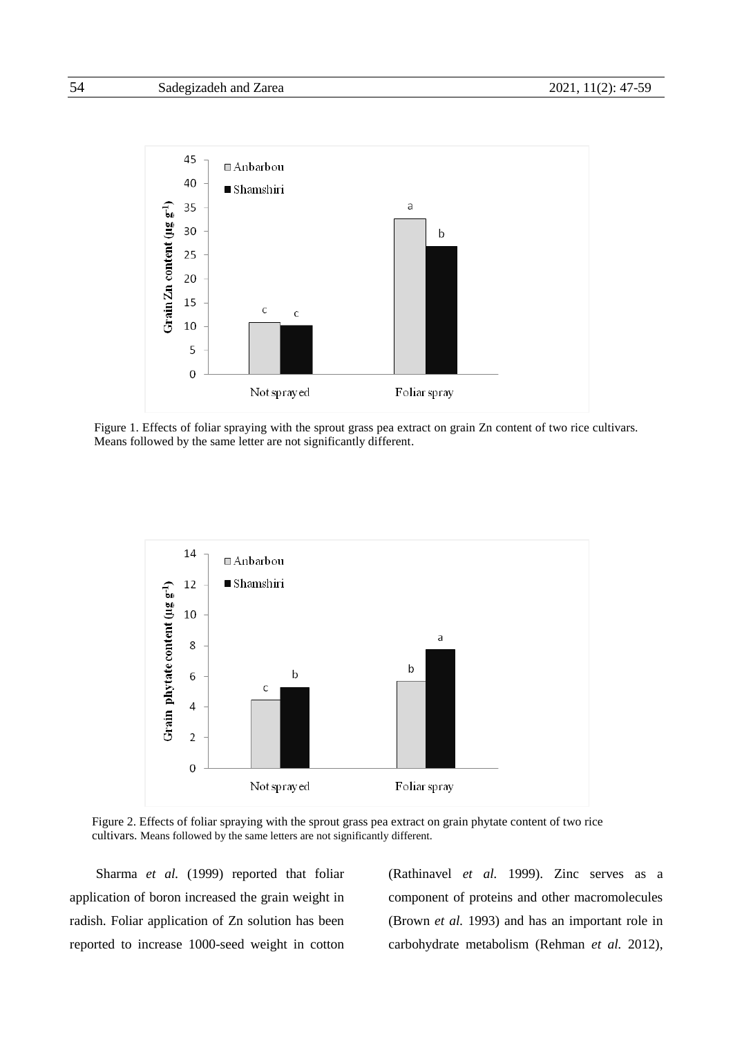Figure 1. Effects of foliar spraying with the sprout grass pea extract on grain Zn content of two rice cultivars. Means followed by the same letter are not significantly different.

Figure 2. Effects of foliar spraying with the sprout grass pea extract on grain phytate content of two rice cultivars. Means followed by the same letters are not significantly different.

Sharma *et al.* (1999) reported that foliar application of boron increased the grain weight in radish. Foliar application of Zn solution has been reported to increase 1000-seed weight in cotton (Rathinavel *et al.* 1999). Zinc serves as a component of proteins and other macromolecules (Brown *et al.* 1993) and has an important role in carbohydrate metabolism (Rehman *et al.* 2012),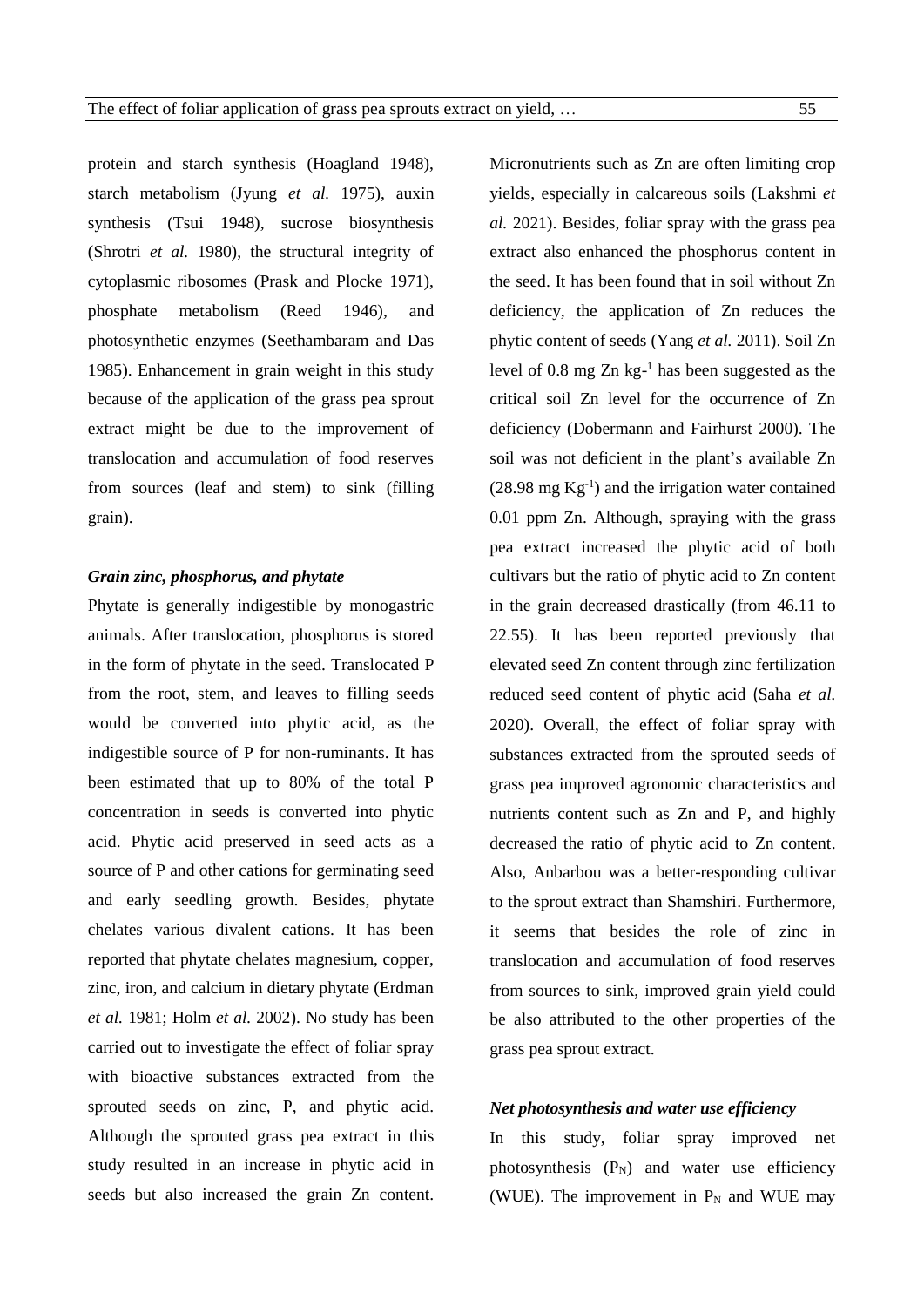protein and starch synthesis (Hoagland 1948), starch metabolism (Jyung *et al.* 1975), auxin synthesis (Tsui 1948), sucrose biosynthesis (Shrotri *et al.* 1980), the structural integrity of cytoplasmic ribosomes (Prask and Plocke 1971), phosphate metabolism (Reed 1946), and photosynthetic enzymes (Seethambaram and Das 1985). Enhancement in grain weight in this study because of the application of the grass pea sprout extract might be due to the improvement of translocation and accumulation of food reserves from sources (leaf and stem) to sink (filling grain).

### *Grain zinc, phosphorus, and phytate*

Phytate is generally indigestible by monogastric animals. After translocation, phosphorus is stored in the form of phytate in the seed. Translocated P from the root, stem, and leaves to filling seeds would be converted into phytic acid, as the indigestible source of P for non-ruminants. It has been estimated that up to 80% of the total P concentration in seeds is converted into phytic acid. Phytic acid preserved in seed acts as a source of P and other cations for germinating seed and early seedling growth. Besides, phytate chelates various divalent cations. It has been reported that phytate chelates magnesium, copper, zinc, iron, and calcium in dietary phytate (Erdman *et al.* 1981; Holm *et al.* 2002). No study has been carried out to investigate the effect of foliar spray with bioactive substances extracted from the sprouted seeds on zinc, P, and phytic acid. Although the sprouted grass pea extract in this study resulted in an increase in phytic acid in seeds but also increased the grain Zn content. Micronutrients such as Zn are often limiting crop yields, especially in calcareous soils (Lakshmi *et al.* 2021). Besides, foliar spray with the grass pea extract also enhanced the phosphorus content in the seed. It has been found that in soil without Zn deficiency, the application of Zn reduces the phytic content of seeds (Yang *et al.* 2011). Soil Zn level of 0.8 mg Zn $kg^{-1}$ has been suggested as the critical soil Zn level for the occurrence of Zn deficiency (Dobermann and Fairhurst 2000). The soil was not deficient in the plant's available Zn (28.98 mg $Kg^{-1}$) and the irrigation water contained 0.01 ppm Zn. Although, spraying with the grass pea extract increased the phytic acid of both cultivars but the ratio of phytic acid to Zn content in the grain decreased drastically (from 46.11 to 22.55). It has been reported previously that elevated seed Zn content through zinc fertilization reduced seed content of phytic acid (Saha *et al.* 2020). Overall, the effect of foliar spray with substances extracted from the sprouted seeds of grass pea improved agronomic characteristics and nutrients content such as Zn and P, and highly decreased the ratio of phytic acid to Zn content. Also, Anbarbou was a better-responding cultivar to the sprout extract than Shamshiri. Furthermore, it seems that besides the role of zinc in translocation and accumulation of food reserves from sources to sink, improved grain yield could be also attributed to the other properties of the grass pea sprout extract.

### *Net photosynthesis and water use efficiency*

In this study, foliar spray improved net photosynthesis ($P_N$) and water use efficiency (WUE). The improvement in $P_N$ and WUE may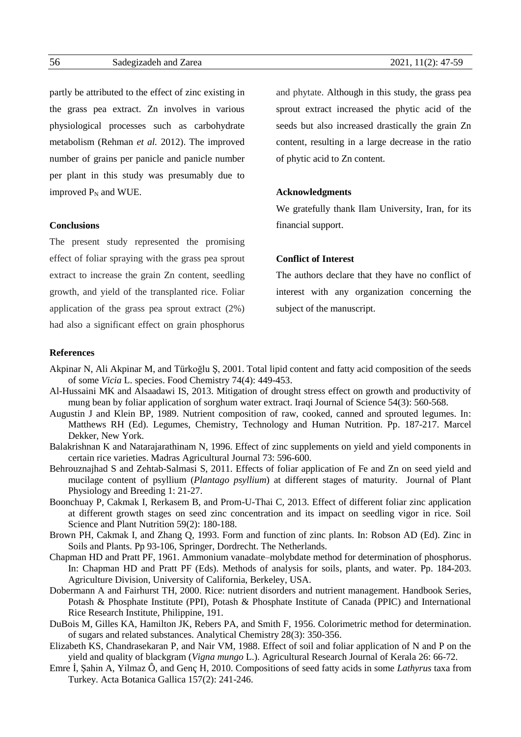partly be attributed to the effect of zinc existing in the grass pea extract. Zn involves in various physiological processes such as carbohydrate metabolism (Rehman *et al.* 2012). The improved number of grains per panicle and panicle number per plant in this study was presumably due to improved $P_N$ and WUE.

## Conclusions

The present study represented the promising effect of foliar spraying with the grass pea sprout extract to increase the grain Zn content, seedling growth, and yield of the transplanted rice. Foliar application of the grass pea sprout extract (2%) had also a significant effect on grain phosphorus and phytate. Although in this study, the grass pea sprout extract increased the phytic acid of the seeds but also increased drastically the grain Zn content, resulting in a large decrease in the ratio of phytic acid to Zn content.

## Acknowledgments

We gratefully thank Ilam University, Iran, for its financial support.

## Conflict of Interest

The authors declare that they have no conflict of interest with any organization concerning the subject of the manuscript.

## References

Akpinar N, Ali Akpinar M, and Türkoğlu Ş, 2001. Total lipid content and fatty acid composition of the seeds of some *Vicia* L. species. Food Chemistry 74(4): 449-453.

Al-Hussaini MK and Alsaadawi IS, 2013. Mitigation of drought stress effect on growth and productivity of mung bean by foliar application of sorghum water extract. Iraqi Journal of Science 54(3): 560-568.

Augustin J and Klein BP, 1989. Nutrient composition of raw, cooked, canned and sprouted legumes. In: Matthews RH (Ed). Legumes, Chemistry, Technology and Human Nutrition. Pp. 187-217. Marcel Dekker, New York.

Balakrishnan K and Natarajarathinam N, 1996. Effect of zinc supplements on yield and yield components in certain rice varieties. Madras Agricultural Journal 73: 596-600.

Behrouznajhad S and Zehtab-Salmasi S, 2011. Effects of foliar application of Fe and Zn on seed yield and mucilage content of psyllium (*Plantago psyllium*) at different stages of maturity. Journal of Plant Physiology and Breeding 1: 21-27.

Boonchuay P, Cakmak I, Rerkasem B, and Prom-U-Thai C, 2013. Effect of different foliar zinc application at different growth stages on seed zinc concentration and its impact on seedling vigor in rice. Soil Science and Plant Nutrition 59(2): 180-188.

Brown PH, Cakmak I, and Zhang Q, 1993. Form and function of zinc plants. In: Robson AD (Ed). Zinc in Soils and Plants. Pp 93-106, Springer, Dordrecht. The Netherlands.

Chapman HD and Pratt PF, 1961. Ammonium vanadate–molybdate method for determination of phosphorus. In: Chapman HD and Pratt PF (Eds). Methods of analysis for soils, plants, and water. Pp. 184-203. Agriculture Division, University of California, Berkeley, USA.

Dobermann A and Fairhurst TH, 2000. Rice: nutrient disorders and nutrient management. Handbook Series, Potash & Phosphate Institute (PPI), Potash & Phosphate Institute of Canada (PPIC) and International Rice Research Institute, Philippine, 191.

DuBois M, Gilles KA, Hamilton JK, Rebers PA, and Smith F, 1956. Colorimetric method for determination. of sugars and related substances. Analytical Chemistry 28(3): 350-356.

Elizabeth KS, Chandrasekaran P, and Nair VM, 1988. Effect of soil and foliar application of N and P on the yield and quality of blackgram (*Vigna mungo* L.). Agricultural Research Journal of Kerala 26: 66-72.

Emre İ, Şahin A, Yilmaz Ô, and Genç H, 2010. Compositions of seed fatty acids in some *Lathyrus* taxa from Turkey. Acta Botanica Gallica 157(2): 241-246.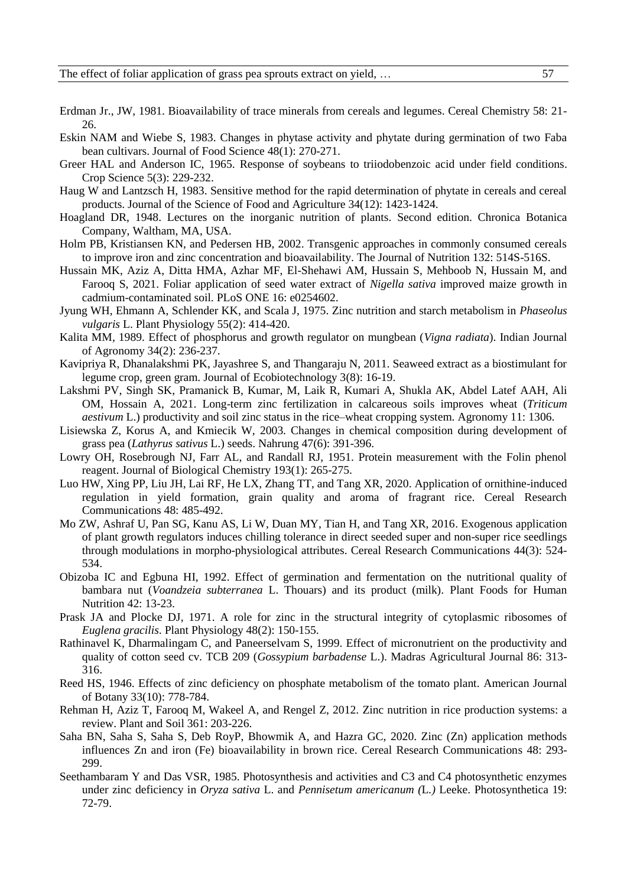Erdman Jr., JW, 1981. Bioavailability of trace minerals from cereals and legumes. Cereal Chemistry 58: 21-26.

Eskin NAM and Wiebe S, 1983. Changes in phytase activity and phytate during germination of two Faba bean cultivars. Journal of Food Science 48(1): 270-271.

Greer HAL and Anderson IC, 1965. Response of soybeans to triiodobenzoic acid under field conditions. Crop Science 5(3): 229-232.

Haug W and Lantzsch H, 1983. Sensitive method for the rapid determination of phytate in cereals and cereal products. Journal of the Science of Food and Agriculture 34(12): 1423-1424.

Hoagland DR, 1948. Lectures on the inorganic nutrition of plants. Second edition. Chronica Botanica Company, Waltham, MA, USA.

Holm PB, Kristiansen KN, and Pedersen HB, 2002. Transgenic approaches in commonly consumed cereals to improve iron and zinc concentration and bioavailability. The Journal of Nutrition 132: 514S-516S.

Hussain MK, Aziz A, Ditta HMA, Azhar MF, El-Shehawi AM, Hussain S, Mehboob N, Hussain M, and Farooq S, 2021. Foliar application of seed water extract of *Nigella sativa* improved maize growth in cadmium-contaminated soil. PLoS ONE 16: e0254602.

Jyung WH, Ehmann A, Schlender KK, and Scala J, 1975. Zinc nutrition and starch metabolism in *Phaseolus vulgaris* L. Plant Physiology 55(2): 414-420.

Kalita MM, 1989. Effect of phosphorus and growth regulator on mungbean (*Vigna radiata*). Indian Journal of Agronomy 34(2): 236-237.

Kavipriya R, Dhanalakshmi PK, Jayashree S, and Thangaraju N, 2011. Seaweed extract as a biostimulant for legume crop, green gram. Journal of Ecobiotechnology 3(8): 16-19.

Lakshmi PV, Singh SK, Pramanick B, Kumar, M, Laik R, Kumari A, Shukla AK, Abdel Latef AAH, Ali OM, Hossain A, 2021. Long-term zinc fertilization in calcareous soils improves wheat (*Triticum aestivum* L.) productivity and soil zinc status in the rice–wheat cropping system. Agronomy 11: 1306.

Lisiewska Z, Korus A, and Kmiecik W, 2003. Changes in chemical composition during development of grass pea (*Lathyrus sativus* L.) seeds. Nahrung 47(6): 391-396.

Lowry OH, Rosebrough NJ, Farr AL, and Randall RJ, 1951. Protein measurement with the Folin phenol reagent. Journal of Biological Chemistry 193(1): 265-275.

Luo HW, Xing PP, Liu JH, Lai RF, He LX, Zhang TT, and Tang XR, 2020. Application of ornithine-induced regulation in yield formation, grain quality and aroma of fragrant rice. Cereal Research Communications 48: 485-492.

Mo ZW, Ashraf U, Pan SG, Kanu AS, Li W, Duan MY, Tian H, and Tang XR, 2016. Exogenous application of plant growth regulators induces chilling tolerance in direct seeded super and non-super rice seedlings through modulations in morpho-physiological attributes. Cereal Research Communications 44(3): 524-534.

Obizoba IC and Egbuna HI, 1992. Effect of germination and fermentation on the nutritional quality of bambara nut (*Voandzeia subterranea* L. Thouars) and its product (milk). Plant Foods for Human Nutrition 42: 13-23.

Prask JA and Plocke DJ, 1971. A role for zinc in the structural integrity of cytoplasmic ribosomes of *Euglena gracilis*. Plant Physiology 48(2): 150-155.

Rathinavel K, Dharmalingam C, and Paneerselvam S, 1999. Effect of micronutrient on the productivity and quality of cotton seed cv. TCB 209 (*Gossypium barbadense* L.). Madras Agricultural Journal 86: 313-316.

Reed HS, 1946. Effects of zinc deficiency on phosphate metabolism of the tomato plant. American Journal of Botany 33(10): 778-784.

Rehman H, Aziz T, Farooq M, Wakeel A, and Rengel Z, 2012. Zinc nutrition in rice production systems: a review. Plant and Soil 361: 203-226.

Saha BN, Saha S, Saha S, Deb RoyP, Bhowmik A, and Hazra GC, 2020. Zinc (Zn) application methods influences Zn and iron (Fe) bioavailability in brown rice. Cereal Research Communications 48: 293-299.

Seethambaram Y and Das VSR, 1985. Photosynthesis and activities and C3 and C4 photosynthetic enzymes under zinc deficiency in *Oryza sativa* L. and *Pennisetum americanum (*L.*)* Leeke. Photosynthetica 19: 72-79.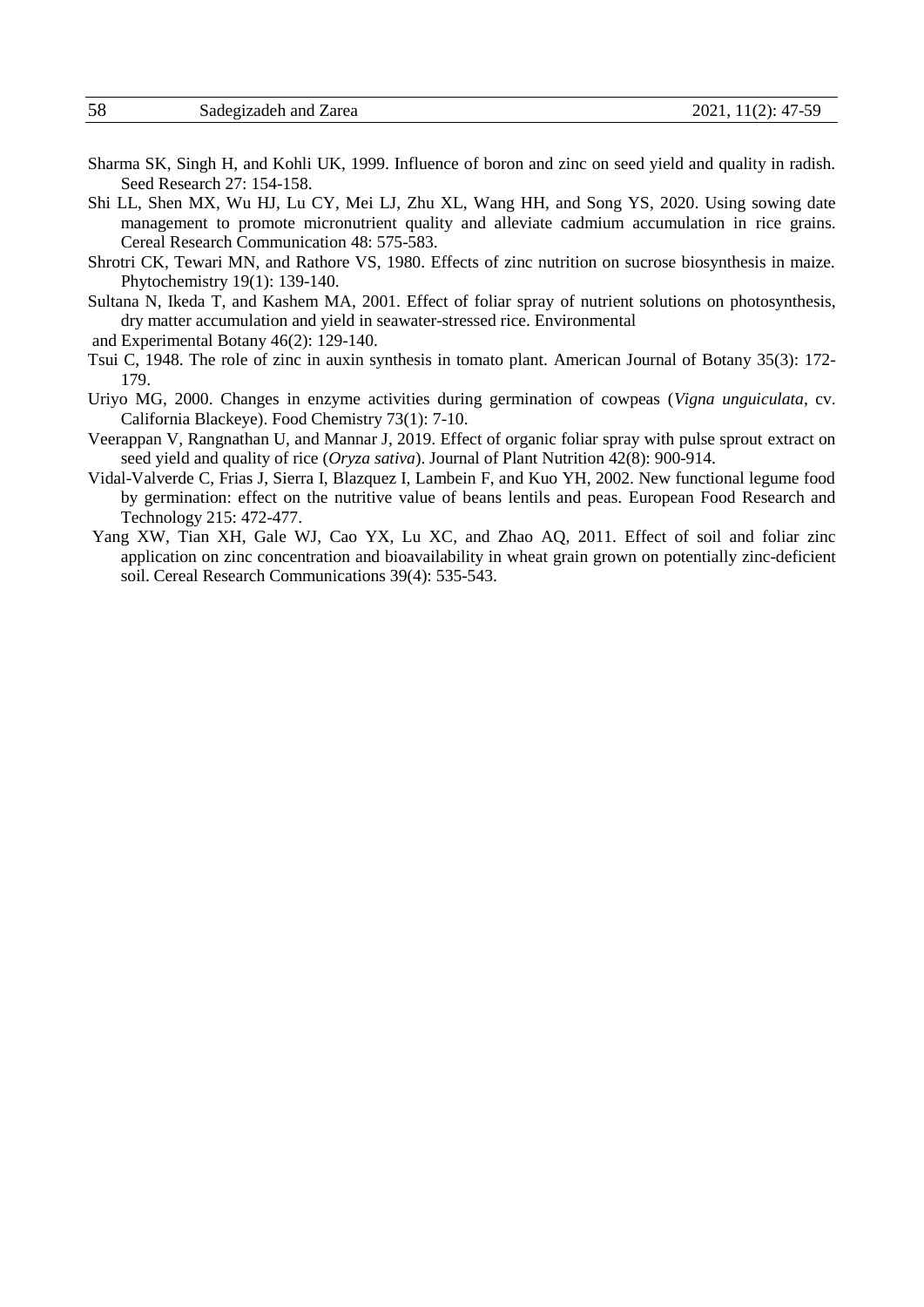Sharma SK, Singh H, and Kohli UK, 1999. Influence of boron and zinc on seed yield and quality in radish. Seed Research 27: 154-158.

Shi LL, Shen MX, Wu HJ, Lu CY, Mei LJ, Zhu XL, Wang HH, and Song YS, 2020. Using sowing date management to promote micronutrient quality and alleviate cadmium accumulation in rice grains. Cereal Research Communication 48: 575-583.

Shrotri CK, Tewari MN, and Rathore VS, 1980. Effects of zinc nutrition on sucrose biosynthesis in maize. Phytochemistry 19(1): 139-140.

Sultana N, Ikeda T, and Kashem MA, 2001. Effect of foliar spray of nutrient solutions on photosynthesis, dry matter accumulation and yield in seawater-stressed rice. Environmental and Experimental Botany 46(2): 129-140.

Tsui C, 1948. The role of zinc in auxin synthesis in tomato plant. American Journal of Botany 35(3): 172-179.

Uriyo MG, 2000. Changes in enzyme activities during germination of cowpeas (*Vigna unguiculata*, cv. California Blackeye). Food Chemistry 73(1): 7-10.

Veerappan V, Rangnathan U, and Mannar J, 2019. Effect of organic foliar spray with pulse sprout extract on seed yield and quality of rice (*Oryza sativa*). Journal of Plant Nutrition 42(8): 900-914.

Vidal-Valverde C, Frias J, Sierra I, Blazquez I, Lambein F, and Kuo YH, 2002. New functional legume food by germination: effect on the nutritive value of beans lentils and peas. European Food Research and Technology 215: 472-477.

Yang XW, Tian XH, Gale WJ, Cao YX, Lu XC, and Zhao AQ, 2011. Effect of soil and foliar zinc application on zinc concentration and bioavailability in wheat grain grown on potentially zinc-deficient soil. Cereal Research Communications 39(4): 535-543.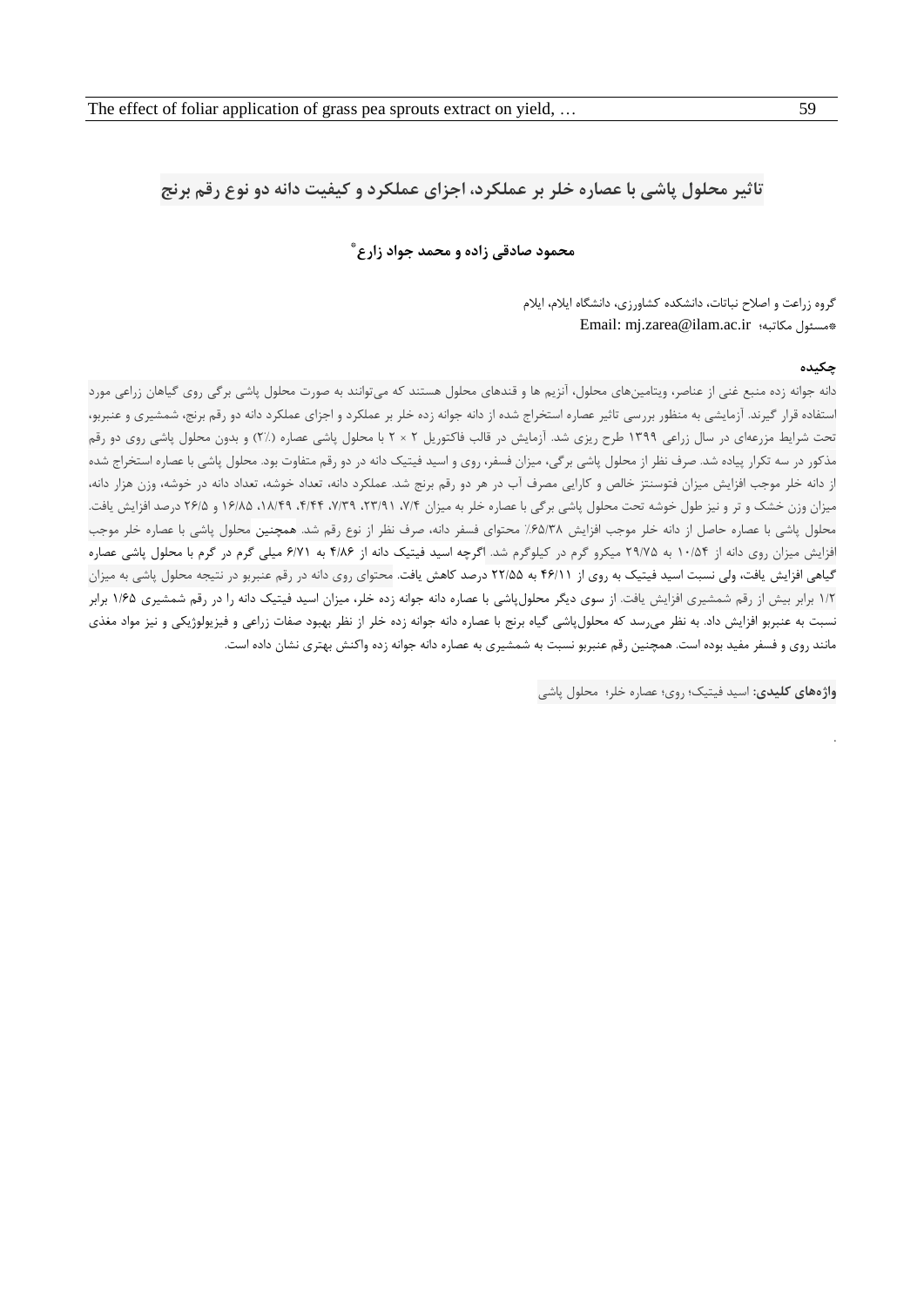# تاثیر محلول پاشی با عصاره خلر بر عملکرد، اجزای عملکرد و کیفیت دانه دو نوع رقم برنج

**محمود صادقی زاده و محمد جواد زارع***

گروه زراعت و اصلاح نباتات، دانشکده کشاورزی، دانشگاه ایلام، ایلام

*مسئول مکاتبه؛ Email: mj.zarea@ilam.ac.ir

**چکیده**

دانه جوانه زده منبع غنی از عناصر، ویتامین‌های محلول، آنزیم ها و قندهای محلول هستند که می‌توانند به صورت محلول پاشی برگی روی گیاهان زراعی مورد استفاده قرار گیرند. آزمایشی به منظور بررسی تاثیر عصاره استخراج شده از دانه جوانه زده خلر بر عملکرد و اجزای عملکرد دانه دو رقم برنج، شمشیری و عنبربو، تحت شرایط مزرعه‌ای در سال زراعی ۱۳۹۹ طرح ریزی شد. آزمایش در قالب فاکتوریل ۲ × ۲ با محلول پاشی عصاره (٪۲) و بدون محلول پاشی روی دو رقم مذکور در سه تکرار پیاده شد. صرف نظر از محلول پاشی برگی، میزان فسفر، روی و اسید فیتیک دانه در دو رقم متفاوت بود. محلول پاشی با عصاره استخراج شده از دانه خلر موجب افزایش میزان فتوسنتز خالص و کارایی مصرف آب در هر دو رقم برنج شد. عملکرد دانه، تعداد خوشه، تعداد دانه در خوشه، وزن هزار دانه، میزان وزن خشک و تر و نیز طول خوشه تحت محلول پاشی برگی با عصاره خلر به میزان ۷/۴، ۲۳/۹۱، ۷/۳۹، ۴/۴۴، ۱۸/۴۹، ۱۶/۸۵ و ۲۶/۵ درصد افزایش یافت. محلول پاشی با عصاره حاصل از دانه خلر موجب افزایش ٪۶۵/۳۸ محتوای فسفر دانه، صرف نظر از نوع رقم شد. همچنین محلول پاشی با عصاره خلر موجب افزایش میزان روی دانه از ۱۰/۵۴ به ۲۹/۷۵ میکرو گرم در کیلوگرم شد. اگرچه اسید فیتیک دانه از ۴/۸۶ به ۶/۷۱ میلی گرم در گرم با محلول پاشی عصاره گیاهی افزایش یافت، ولی نسبت اسید فیتیک به روی از ۴۶/۱۱ به ۲۲/۵۵ درصد کاهش یافت. محتوای روی دانه در رقم عنبربو در نتیجه محلول پاشی به میزان ۱/۲ برابر بیش از رقم شمشیری افزایش یافت. از سوی دیگر محلول‌پاشی با عصاره دانه جوانه زده خلر، میزان اسید فیتیک دانه را در رقم شمشیری ۱/۶۵ برابر نسبت به عنبربو افزایش داد. به نظر می‌رسد که محلول‌پاشی گیاه برنج با عصاره دانه جوانه زده خلر از نظر بهبود صفات زراعی و فیزیولوژیکی و نیز مواد مغذی مانند روی و فسفر مفید بوده است. همچنین رقم عنبربو نسبت به شمشیری به عصاره دانه جوانه زده واکنش بهتری نشان داده است.

**واژه‌های کلیدی:** اسید فیتیک؛ روی؛ عصاره خلر؛ محلول پاشی